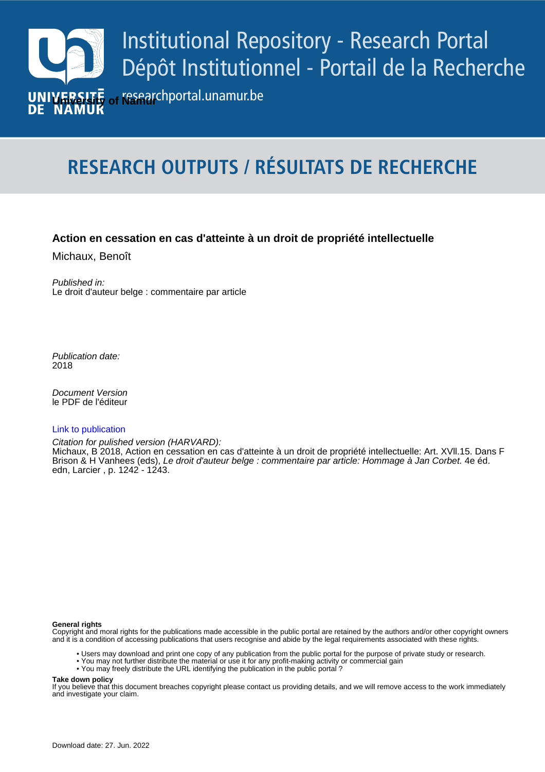# Institutional Repository - Research Portal
# Dépôt Institutionnel - Portail de la Recherche

researchportal.unamur.be

**University of Namur**

## RESEARCH OUTPUTS / RÉSULTATS DE RECHERCHE

**Action en cessation en cas d'atteinte à un droit de propriété intellectuelle**

Michaux, Benoît

*Published in:*
Le droit d'auteur belge : commentaire par article

*Publication date:*
2018

*Document Version*
le PDF de l'éditeur

Link to publication

*Citation for pulished version (HARVARD):*
Michaux, B 2018, Action en cessation en cas d'atteinte à un droit de propriété intellectuelle: Art. XVll.15. Dans F Brison & H Vanhees (eds), *Le droit d'auteur belge : commentaire par article: Hommage à Jan Corbet.* 4e éd. edn, Larcier , p. 1242 - 1243.

**General rights**
Copyright and moral rights for the publications made accessible in the public portal are retained by the authors and/or other copyright owners and it is a condition of accessing publications that users recognise and abide by the legal requirements associated with these rights.

- Users may download and print one copy of any publication from the public portal for the purpose of private study or research.
- You may not further distribute the material or use it for any profit-making activity or commercial gain
- You may freely distribute the URL identifying the publication in the public portal ?

**Take down policy**
If you believe that this document breaches copyright please contact us providing details, and we will remove access to the work immediately and investigate your claim.

Download date: 27. Jun. 2022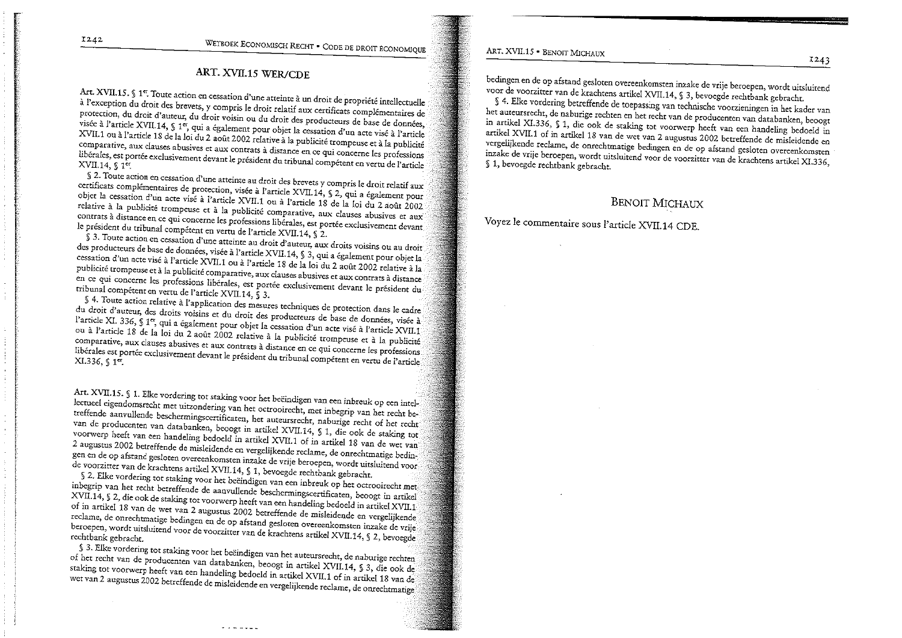## ART. XVII.15 WER/CDE

Art. XVII.15. § 1er. Toute action en cessation d'une atteinte à un droit de propriété intellectuelle à l'exception du droit des brevets, y compris le droit relatif aux certificats complémentaires de protection, du droit d'auteur, du droit voisin ou du droit des producteurs de base de données, visée à l'article XVII.14, § 1er, qui a également pour objet la cessation d'un acte visé à l'article XVII.1 ou à l'article 18 de la loi du 2 août 2002 relative à la publicité trompeuse et à la publicité comparative, aux clauses abusives et aux contrats à distance en ce qui concerne les professions libérales, est portée exclusivement devant le président du tribunal compétent en vertu de l'article XVII.14, § 1er.

§ 2. Toute action en cessation d'une atteinte au droit des brevets y compris le droit relatif aux certificats complémentaires de protection, visée à l'article XVII.14, § 2, qui a également pour objet la cessation d'un acte visé à l'article XVII.1 ou à l'article 18 de la loi du 2 août 2002 relative à la publicité trompeuse et à la publicité comparative, aux clauses abusives et aux contrats à distance en ce qui concerne les professions libérales, est portée exclusivement devant le président du tribunal compétent en vertu de l'article XVII.14, § 2.

§ 3. Toute action en cessation d'une atteinte au droit d'auteur, aux droits voisins ou au droit des producteurs de base de données, visée à l'article XVII.14, § 3, qui a également pour objet la cessation d'un acte visé à l'article XVII.1 ou à l'article 18 de la loi du 2 août 2002 relative à la publicité trompeuse et à la publicité comparative, aux clauses abusives et aux contrats à distance en ce qui concerne les professions libérales, est portée exclusivement devant le président du tribunal compétent en vertu de l'article XVII.14, § 3.

§ 4. Toute action relative à l'application des mesures techniques de protection dans le cadre du droit d'auteur, des droits voisins et du droit des producteurs de base de données, visée à l'article XI. 336, § 1er, qui a également pour objet la cessation d'un acte visé à l'article XVII.1 ou à l'article 18 de la loi du 2 août 2002 relative à la publicité trompeuse et à la publicité comparative, aux clauses abusives et aux contrats à distance en ce qui concerne les professions libérales est portée exclusivement devant le président du tribunal compétent en vertu de l'article XI.336, § 1er.

Art. XVII.15. § 1. Elke vordering tot staking voor het beëindigen van een inbreuk op een intellectueel eigendomsrecht met uitzondering van het octrooirecht, met inbegrip van het recht betreffende aanvullende beschermingscertificaten, het auteursrecht, naburige recht of het recht van de producenten van databanken, beoogt in artikel XVII.14, § 1, die ook de staking tot voorwerp heeft van een handeling bedoeld in artikel XVII.1 of in artikel 18 van de wet van 2 augustus 2002 betreffende de misleidende en vergelijkende reclame, de onrechtmatige bedingen en de op afstand gesloten overeenkomsten inzake de vrije beroepen, wordt uitsluitend voor de voorzitter van de krachtens artikel XVII.14, § 1, bevoegde rechtbank gebracht.

§ 2. Elke vordering tot staking voor het beëindigen van een inbreuk op het octrooirecht met inbegrip van het recht betreffende de aanvullende beschermingscertificaten, beoogt in artikel XVII.14, § 2, die ook de staking tot voorwerp heeft van een handeling bedoeld in artikel XVII.1 of in artikel 18 van de wet van 2 augustus 2002 betreffende de misleidende en vergelijkende reclame, de onrechtmatige bedingen en de op afstand gesloten overeenkomsten inzake de vrije beroepen, wordt uitsluitend voor de voorzitter van de krachtens artikel XVII.14, § 2, bevoegde rechtbank gebracht.

§ 3. Elke vordering tot staking voor het beëindigen van het auteursrecht, de naburige rechten of het recht van de producenten van databanken, beoogt in artikel XVII.14, § 3, die ook de staking tot voorwerp heeft van een handeling bedoeld in artikel XVII.1 of in artikel 18 van de wet van 2 augustus 2002 betreffende de misleidende en vergelijkende reclame, de onrechtmatige bedingen en de op afstand gesloten overeenkomsten inzake de vrije beroepen, wordt uitsluitend voor de voorzitter van de krachtens artikel XVII.14, § 3, bevoegde rechtbank gebracht.

§ 4. Elke vordering betreffende de toepassing van technische voorzieningen in het kader van het auteursrecht, de naburige rechten en het recht van de producenten van databanken, beoogt in artikel XI.336, § 1, die ook de staking tot voorwerp heeft van een handeling bedoeld in artikel XVII.1 of in artikel 18 van de wet van 2 augustus 2002 betreffende de misleidende en vergelijkende reclame, de onrechtmatige bedingen en de op afstand gesloten overeenkomsten inzake de vrije beroepen, wordt uitsluitend voor de voorzitter van de krachtens artikel XI.336, § 1, bevoegde rechtbank gebracht.

### BENOIT MICHAUX

Voyez le commentaire sous l'article XVII.14 CDE.